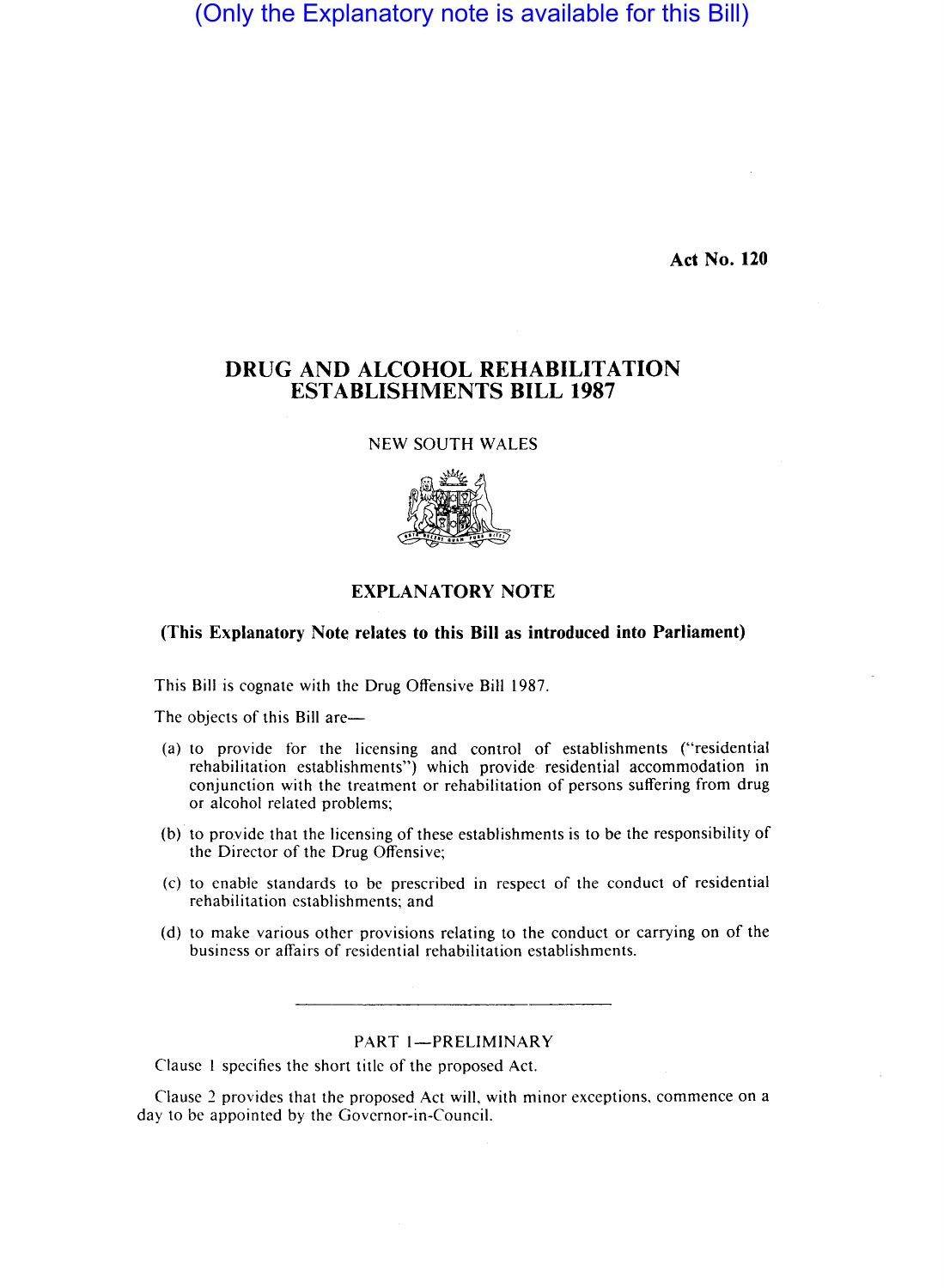(Only the Explanatory note is available for this Bill)

**Act No. 120**

# DRUG AND ALCOHOL REHABILITATION ESTABLISHMENTS BILL 1987

NEW SOUTH WALES

## EXPLANATORY NOTE

**(This Explanatory Note relates to this Bill as introduced into Parliament)**

This Bill is cognate with the Drug Offensive Bill 1987.

The objects of this Bill are—

(a) to provide for the licensing and control of establishments ("residential rehabilitation establishments") which provide residential accommodation in conjunction with the treatment or rehabilitation of persons suffering from drug or alcohol related problems;

(b) to provide that the licensing of these establishments is to be the responsibility of the Director of the Drug Offensive;

(c) to enable standards to be prescribed in respect of the conduct of residential rehabilitation establishments; and

(d) to make various other provisions relating to the conduct or carrying on of the business or affairs of residential rehabilitation establishments.

### PART 1—PRELIMINARY

Clause 1 specifies the short title of the proposed Act.

Clause 2 provides that the proposed Act will, with minor exceptions, commence on a day to be appointed by the Governor-in-Council.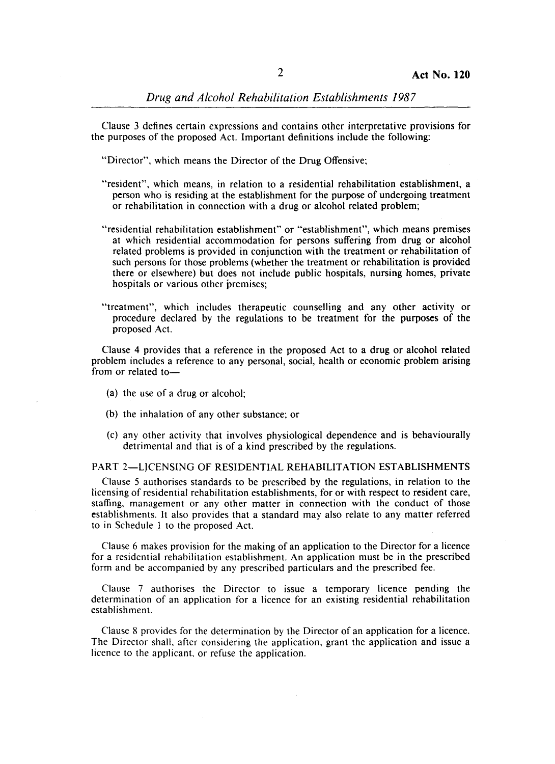Clause 3 defines certain expressions and contains other interpretative provisions for the purposes of the proposed Act. Important definitions include the following:

"Director", which means the Director of the Drug Offensive;

"resident", which means, in relation to a residential rehabilitation establishment, a person who is residing at the establishment for the purpose of undergoing treatment or rehabilitation in connection with a drug or alcohol related problem;

"residential rehabilitation establishment" or "establishment", which means premises at which residential accommodation for persons suffering from drug or alcohol related problems is provided in conjunction with the treatment or rehabilitation of such persons for those problems (whether the treatment or rehabilitation is provided there or elsewhere) but does not include public hospitals, nursing homes, private hospitals or various other premises;

"treatment", which includes therapeutic counselling and any other activity or procedure declared by the regulations to be treatment for the purposes of the proposed Act.

Clause 4 provides that a reference in the proposed Act to a drug or alcohol related problem includes a reference to any personal, social, health or economic problem arising from or related to—

(a) the use of a drug or alcohol;

(b) the inhalation of any other substance; or

(c) any other activity that involves physiological dependence and is behaviourally detrimental and that is of a kind prescribed by the regulations.

## PART 2—LICENSING OF RESIDENTIAL REHABILITATION ESTABLISHMENTS

Clause 5 authorises standards to be prescribed by the regulations, in relation to the licensing of residential rehabilitation establishments, for or with respect to resident care, staffing, management or any other matter in connection with the conduct of those establishments. It also provides that a standard may also relate to any matter referred to in Schedule 1 to the proposed Act.

Clause 6 makes provision for the making of an application to the Director for a licence for a residential rehabilitation establishment. An application must be in the prescribed form and be accompanied by any prescribed particulars and the prescribed fee.

Clause 7 authorises the Director to issue a temporary licence pending the determination of an application for a licence for an existing residential rehabilitation establishment.

Clause 8 provides for the determination by the Director of an application for a licence. The Director shall, after considering the application, grant the application and issue a licence to the applicant, or refuse the application.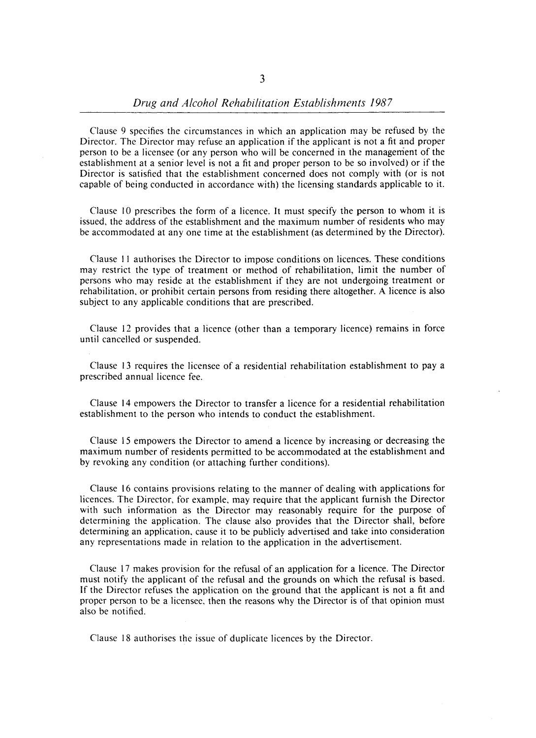Clause 9 specifies the circumstances in which an application may be refused by the Director. The Director may refuse an application if the applicant is not a fit and proper person to be a licensee (or any person who will be concerned in the management of the establishment at a senior level is not a fit and proper person to be so involved) or if the Director is satisfied that the establishment concerned does not comply with (or is not capable of being conducted in accordance with) the licensing standards applicable to it.

Clause 10 prescribes the form of a licence. It must specify the person to whom it is issued, the address of the establishment and the maximum number of residents who may be accommodated at any one time at the establishment (as determined by the Director).

Clause 11 authorises the Director to impose conditions on licences. These conditions may restrict the type of treatment or method of rehabilitation, limit the number of persons who may reside at the establishment if they are not undergoing treatment or rehabilitation, or prohibit certain persons from residing there altogether. A licence is also subject to any applicable conditions that are prescribed.

Clause 12 provides that a licence (other than a temporary licence) remains in force until cancelled or suspended.

Clause 13 requires the licensee of a residential rehabilitation establishment to pay a prescribed annual licence fee.

Clause 14 empowers the Director to transfer a licence for a residential rehabilitation establishment to the person who intends to conduct the establishment.

Clause 15 empowers the Director to amend a licence by increasing or decreasing the maximum number of residents permitted to be accommodated at the establishment and by revoking any condition (or attaching further conditions).

Clause 16 contains provisions relating to the manner of dealing with applications for licences. The Director, for example, may require that the applicant furnish the Director with such information as the Director may reasonably require for the purpose of determining the application. The clause also provides that the Director shall, before determining an application, cause it to be publicly advertised and take into consideration any representations made in relation to the application in the advertisement.

Clause 17 makes provision for the refusal of an application for a licence. The Director must notify the applicant of the refusal and the grounds on which the refusal is based. If the Director refuses the application on the ground that the applicant is not a fit and proper person to be a licensee, then the reasons why the Director is of that opinion must also be notified.

Clause 18 authorises the issue of duplicate licences by the Director.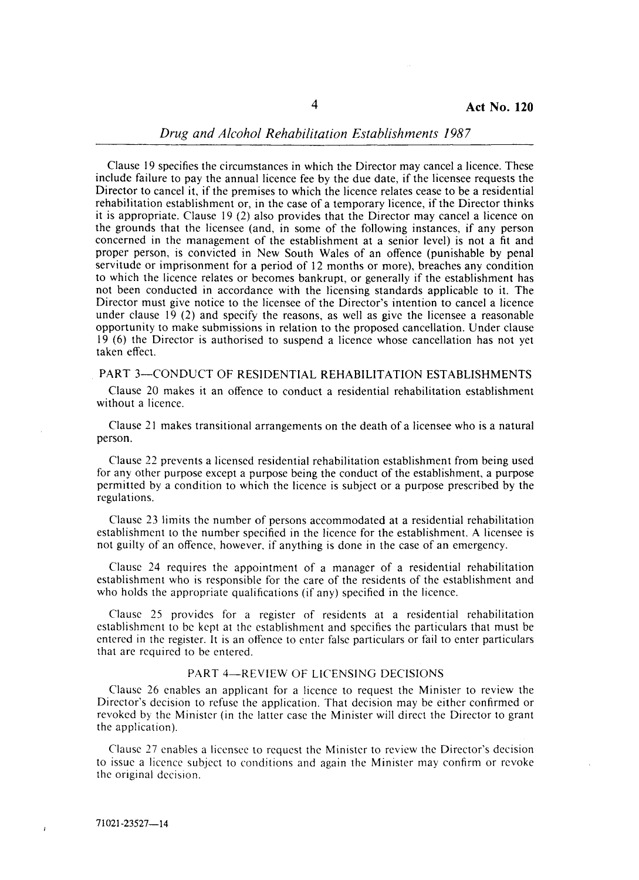Clause 19 specifies the circumstances in which the Director may cancel a licence. These include failure to pay the annual licence fee by the due date, if the licensee requests the Director to cancel it, if the premises to which the licence relates cease to be a residential rehabilitation establishment or, in the case of a temporary licence, if the Director thinks it is appropriate. Clause 19 (2) also provides that the Director may cancel a licence on the grounds that the licensee (and, in some of the following instances, if any person concerned in the management of the establishment at a senior level) is not a fit and proper person, is convicted in New South Wales of an offence (punishable by penal servitude or imprisonment for a period of 12 months or more), breaches any condition to which the licence relates or becomes bankrupt, or generally if the establishment has not been conducted in accordance with the licensing standards applicable to it. The Director must give notice to the licensee of the Director's intention to cancel a licence under clause 19 (2) and specify the reasons, as well as give the licensee a reasonable opportunity to make submissions in relation to the proposed cancellation. Under clause 19 (6) the Director is authorised to suspend a licence whose cancellation has not yet taken effect.

## PART 3—CONDUCT OF RESIDENTIAL REHABILITATION ESTABLISHMENTS

Clause 20 makes it an offence to conduct a residential rehabilitation establishment without a licence.

Clause 21 makes transitional arrangements on the death of a licensee who is a natural person.

Clause 22 prevents a licensed residential rehabilitation establishment from being used for any other purpose except a purpose being the conduct of the establishment, a purpose permitted by a condition to which the licence is subject or a purpose prescribed by the regulations.

Clause 23 limits the number of persons accommodated at a residential rehabilitation establishment to the number specified in the licence for the establishment. A licensee is not guilty of an offence, however, if anything is done in the case of an emergency.

Clause 24 requires the appointment of a manager of a residential rehabilitation establishment who is responsible for the care of the residents of the establishment and who holds the appropriate qualifications (if any) specified in the licence.

Clause 25 provides for a register of residents at a residential rehabilitation establishment to be kept at the establishment and specifies the particulars that must be entered in the register. It is an offence to enter false particulars or fail to enter particulars that are required to be entered.

## PART 4—REVIEW OF LICENSING DECISIONS

Clause 26 enables an applicant for a licence to request the Minister to review the Director's decision to refuse the application. That decision may be either confirmed or revoked by the Minister (in the latter case the Minister will direct the Director to grant the application).

Clause 27 enables a licensee to request the Minister to review the Director's decision to issue a licence subject to conditions and again the Minister may confirm or revoke the original decision.

71021-23527—14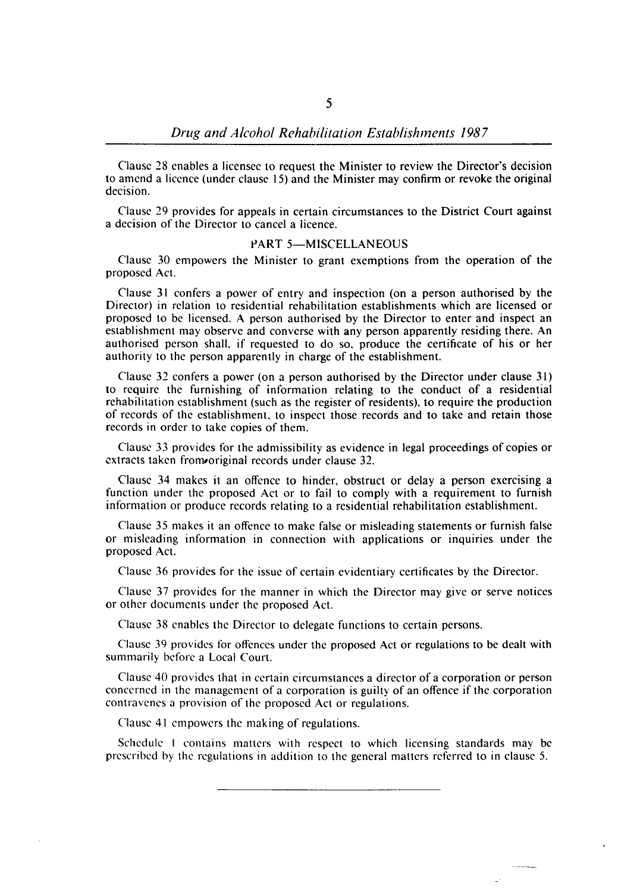Clause 28 enables a licensee to request the Minister to review the Director's decision to amend a licence (under clause 15) and the Minister may confirm or revoke the original decision.

Clause 29 provides for appeals in certain circumstances to the District Court against a decision of the Director to cancel a licence.

## PART 5—MISCELLANEOUS

Clause 30 empowers the Minister to grant exemptions from the operation of the proposed Act.

Clause 31 confers a power of entry and inspection (on a person authorised by the Director) in relation to residential rehabilitation establishments which are licensed or proposed to be licensed. A person authorised by the Director to enter and inspect an establishment may observe and converse with any person apparently residing there. An authorised person shall, if requested to do so, produce the certificate of his or her authority to the person apparently in charge of the establishment.

Clause 32 confers a power (on a person authorised by the Director under clause 31) to require the furnishing of information relating to the conduct of a residential rehabilitation establishment (such as the register of residents), to require the production of records of the establishment, to inspect those records and to take and retain those records in order to take copies of them.

Clause 33 provides for the admissibility as evidence in legal proceedings of copies or extracts taken from original records under clause 32.

Clause 34 makes it an offence to hinder, obstruct or delay a person exercising a function under the proposed Act or to fail to comply with a requirement to furnish information or produce records relating to a residential rehabilitation establishment.

Clause 35 makes it an offence to make false or misleading statements or furnish false or misleading information in connection with applications or inquiries under the proposed Act.

Clause 36 provides for the issue of certain evidentiary certificates by the Director.

Clause 37 provides for the manner in which the Director may give or serve notices or other documents under the proposed Act.

Clause 38 enables the Director to delegate functions to certain persons.

Clause 39 provides for offences under the proposed Act or regulations to be dealt with summarily before a Local Court.

Clause 40 provides that in certain circumstances a director of a corporation or person concerned in the management of a corporation is guilty of an offence if the corporation contravenes a provision of the proposed Act or regulations.

Clause 41 empowers the making of regulations.

Schedule 1 contains matters with respect to which licensing standards may be prescribed by the regulations in addition to the general matters referred to in clause 5.